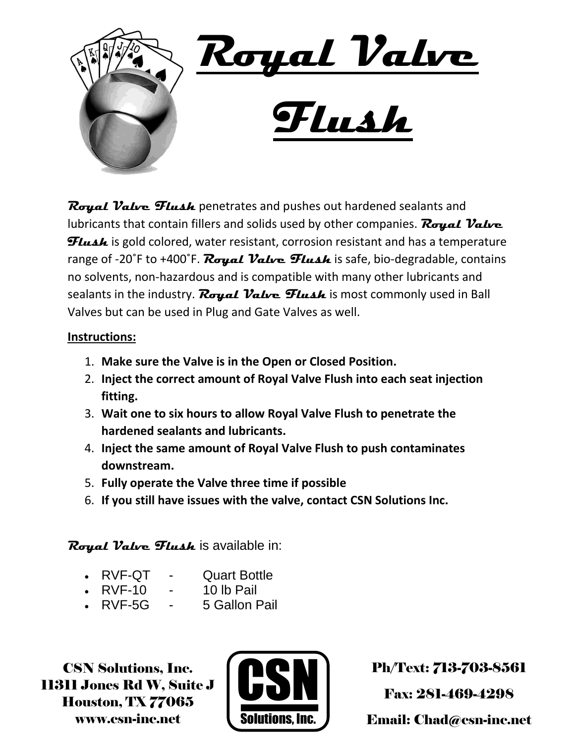# Royal Valve Flush

**Royal Valve Flush** penetrates and pushes out hardened sealants and lubricants that contain fillers and solids used by other companies. **Royal Valve Flush** is gold colored, water resistant, corrosion resistant and has a temperature range of -20˚F to +400˚F. **Royal Valve Flush** is safe, bio-degradable, contains no solvents, non-hazardous and is compatible with many other lubricants and sealants in the industry. **Royal Valve Flush** is most commonly used in Ball Valves but can be used in Plug and Gate Valves as well.

**Instructions:**

1. **Make sure the Valve is in the Open or Closed Position.**
2. **Inject the correct amount of Royal Valve Flush into each seat injection fitting.**
3. **Wait one to six hours to allow Royal Valve Flush to penetrate the hardened sealants and lubricants.**
4. **Inject the same amount of Royal Valve Flush to push contaminates downstream.**
5. **Fully operate the Valve three time if possible**
6. **If you still have issues with the valve, contact CSN Solutions Inc.**

**Royal Valve Flush** is available in:

- RVF-QT - Quart Bottle
- RVF-10 - 10 lb Pail
- RVF-5G - 5 Gallon Pail

CSN Solutions, Inc.
11311 Jones Rd W, Suite J
Houston, TX 77065
www.csn-inc.net

CSN Solutions, Inc.

Ph/Text: 713-703-8561

Fax: 281-469-4298

Email: Chad@csn-inc.net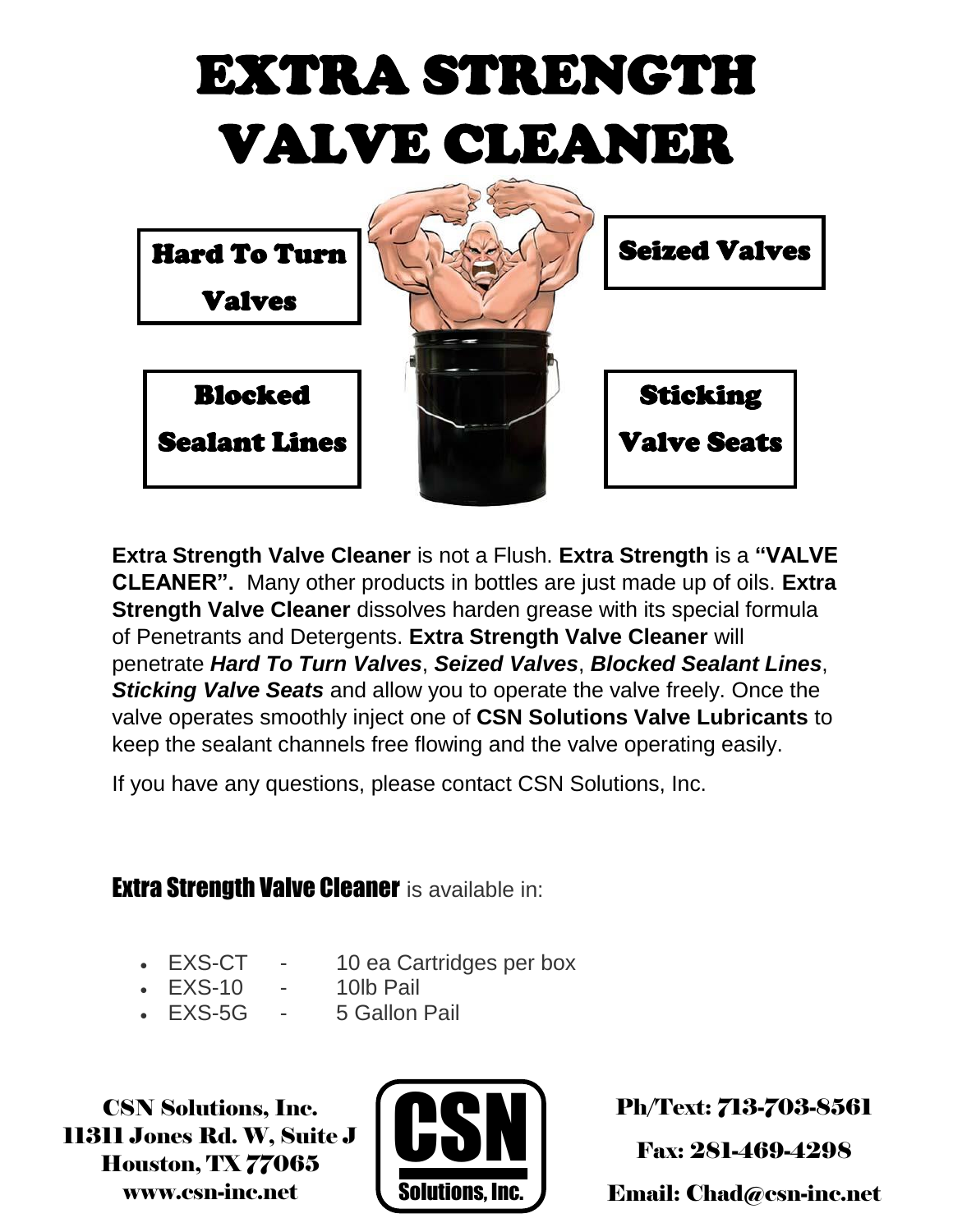# EXTRA STRENGTH VALVE CLEANER

Hard To Turn Valves

Seized Valves

Blocked Sealant Lines

Sticking Valve Seats

**Extra Strength Valve Cleaner** is not a Flush. **Extra Strength** is a **"VALVE CLEANER".** Many other products in bottles are just made up of oils. **Extra Strength Valve Cleaner** dissolves harden grease with its special formula of Penetrants and Detergents. **Extra Strength Valve Cleaner** will penetrate ***Hard To Turn Valves***, ***Seized Valves***, ***Blocked Sealant Lines***, ***Sticking Valve Seats*** and allow you to operate the valve freely. Once the valve operates smoothly inject one of **CSN Solutions Valve Lubricants** to keep the sealant channels free flowing and the valve operating easily.

If you have any questions, please contact CSN Solutions, Inc.

**Extra Strength Valve Cleaner** is available in:

- EXS-CT - 10 ea Cartridges per box
- EXS-10 - 10lb Pail
- EXS-5G - 5 Gallon Pail

CSN Solutions, Inc.
11311 Jones Rd. W, Suite J
Houston, TX 77065
www.csn-inc.net

CSN Solutions, Inc.

Ph/Text: 713-703-8561

Fax: 281-469-4298

Email: Chad@csn-inc.net